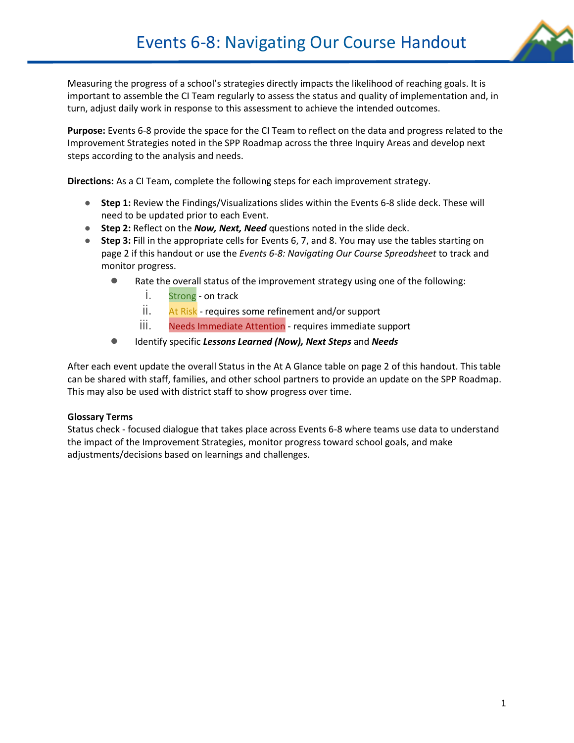# Events 6-8: Navigating Our Course Handout

Measuring the progress of a school's strategies directly impacts the likelihood of reaching goals. It is important to assemble the CI Team regularly to assess the status and quality of implementation and, in turn, adjust daily work in response to this assessment to achieve the intended outcomes.

**Purpose:** Events 6-8 provide the space for the CI Team to reflect on the data and progress related to the Improvement Strategies noted in the SPP Roadmap across the three Inquiry Areas and develop next steps according to the analysis and needs.

**Directions:** As a CI Team, complete the following steps for each improvement strategy.

- **Step 1:** Review the Findings/Visualizations slides within the Events 6-8 slide deck. These will need to be updated prior to each Event.
- **Step 2:** Reflect on the ***Now, Next, Need*** questions noted in the slide deck.
- **Step 3:** Fill in the appropriate cells for Events 6, 7, and 8. You may use the tables starting on page 2 if this handout or use the *Events 6-8: Navigating Our Course Spreadsheet* to track and monitor progress.
  - Rate the overall status of the improvement strategy using one of the following:
    1. Strong - on track
    2. At Risk - requires some refinement and/or support
    3. Needs Immediate Attention - requires immediate support
  - Identify specific ***Lessons Learned (Now), Next Steps*** and ***Needs***

After each event update the overall Status in the At A Glance table on page 2 of this handout. This table can be shared with staff, families, and other school partners to provide an update on the SPP Roadmap. This may also be used with district staff to show progress over time.

**Glossary Terms**
Status check - focused dialogue that takes place across Events 6-8 where teams use data to understand the impact of the Improvement Strategies, monitor progress toward school goals, and make adjustments/decisions based on learnings and challenges.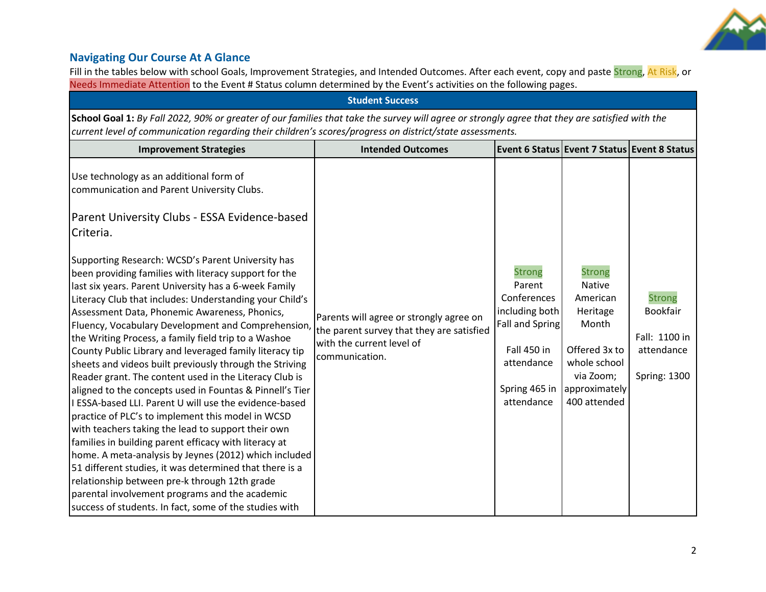## Navigating Our Course At A Glance

Fill in the tables below with school Goals, Improvement Strategies, and Intended Outcomes. After each event, copy and paste Strong, At Risk, or Needs Immediate Attention to the Event # Status column determined by the Event's activities on the following pages.

| Student Success | | | | |
|---|---|---|---|---|
| **School Goal 1:** *By Fall 2022, 90% or greater of our families that take the survey will agree or strongly agree that they are satisfied with the current level of communication regarding their children's scores/progress on district/state assessments.* | | | | |
| **Improvement Strategies** | **Intended Outcomes** | **Event 6 Status** | **Event 7 Status** | **Event 8 Status** |
| Use technology as an additional form of communication and Parent University Clubs.<br><br>Parent University Clubs - ESSA Evidence-based Criteria.<br><br>Supporting Research: WCSD's Parent University has been providing families with literacy support for the last six years. Parent University has a 6-week Family Literacy Club that includes: Understanding your Child's Assessment Data, Phonemic Awareness, Phonics, Fluency, Vocabulary Development and Comprehension, the Writing Process, a family field trip to a Washoe County Public Library and leveraged family literacy tip sheets and videos built previously through the Striving Reader grant. The content used in the Literacy Club is aligned to the concepts used in Fountas & Pinnell's Tier I ESSA-based LLI. Parent U will use the evidence-based practice of PLC's to implement this model in WCSD with teachers taking the lead to support their own families in building parent efficacy with literacy at home. A meta-analysis by Jeynes (2012) which included 51 different studies, it was determined that there is a relationship between pre-k through 12th grade parental involvement programs and the academic success of students. In fact, some of the studies with | Parents will agree or strongly agree on the parent survey that they are satisfied with the current level of communication. | Strong<br>Parent Conferences including both Fall and Spring<br><br>Fall 450 in attendance<br><br>Spring 465 in attendance | Strong<br>Native American Heritage Month<br><br>Offered 3x to whole school via Zoom; approximately 400 attended | Strong<br>Bookfair<br><br>Fall: 1100 in attendance<br><br>Spring: 1300 |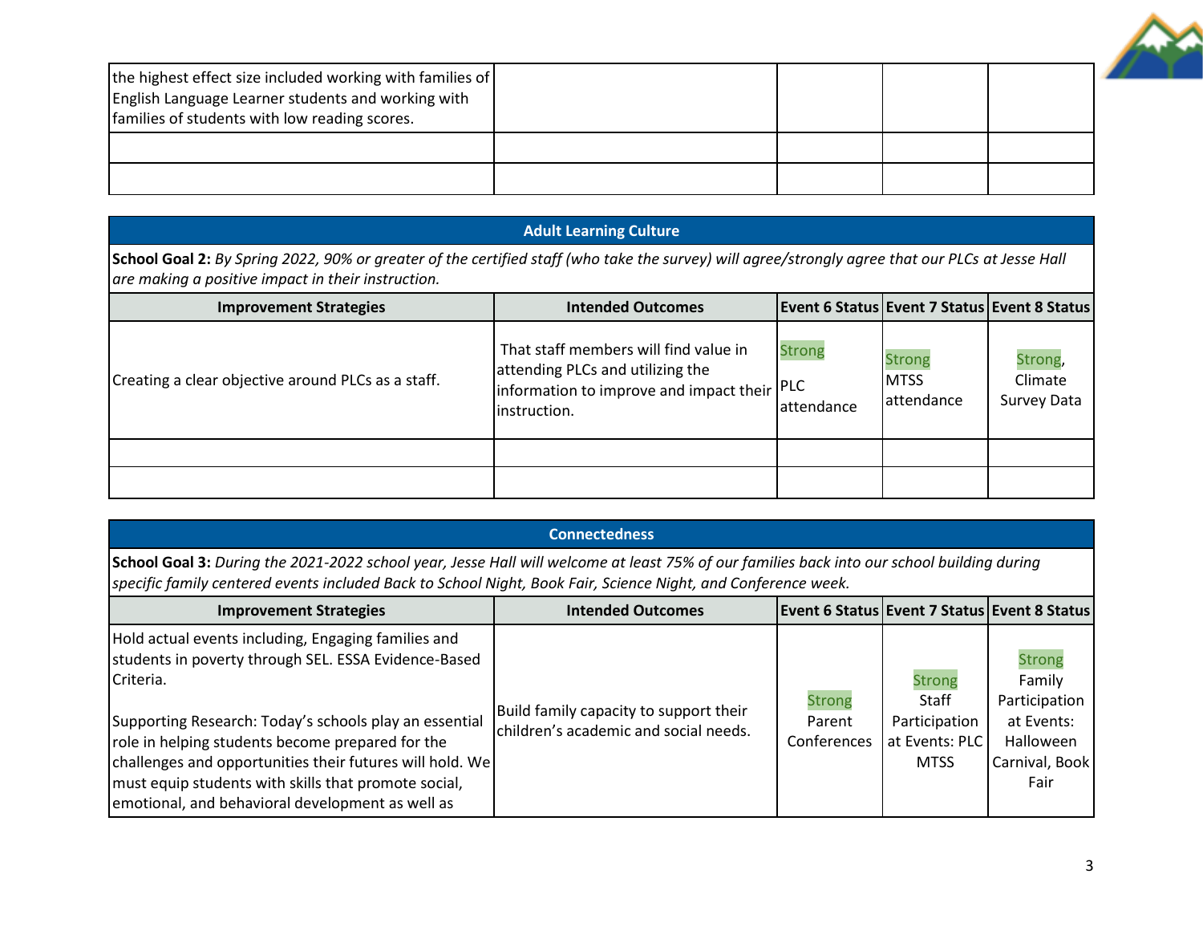| | | | | |
|---|---|---|---|---|
| the highest effect size included working with families of English Language Learner students and working with families of students with low reading scores. | | | | |
| | | | | |
| | | | | |

**Adult Learning Culture**

**School Goal 2:** *By Spring 2022, 90% or greater of the certified staff (who take the survey) will agree/strongly agree that our PLCs at Jesse Hall are making a positive impact in their instruction.*

| Improvement Strategies | Intended Outcomes | Event 6 Status | Event 7 Status | Event 8 Status |
|---|---|---|---|---|
| Creating a clear objective around PLCs as a staff. | That staff members will find value in attending PLCs and utilizing the information to improve and impact their instruction. | Strong PLC attendance | Strong MTSS attendance | Strong, Climate Survey Data |
| | | | | |
| | | | | |

**Connectedness**

**School Goal 3:** *During the 2021-2022 school year, Jesse Hall will welcome at least 75% of our families back into our school building during specific family centered events included Back to School Night, Book Fair, Science Night, and Conference week.*

| Improvement Strategies | Intended Outcomes | Event 6 Status | Event 7 Status | Event 8 Status |
|---|---|---|---|---|
| Hold actual events including, Engaging families and students in poverty through SEL. ESSA Evidence-Based Criteria.<br><br>Supporting Research: Today's schools play an essential role in helping students become prepared for the challenges and opportunities their futures will hold. We must equip students with skills that promote social, emotional, and behavioral development as well as | Build family capacity to support their children's academic and social needs. | Strong Parent Conferences | Strong Staff Participation at Events: PLC MTSS | Strong Family Participation at Events: Halloween Carnival, Book Fair |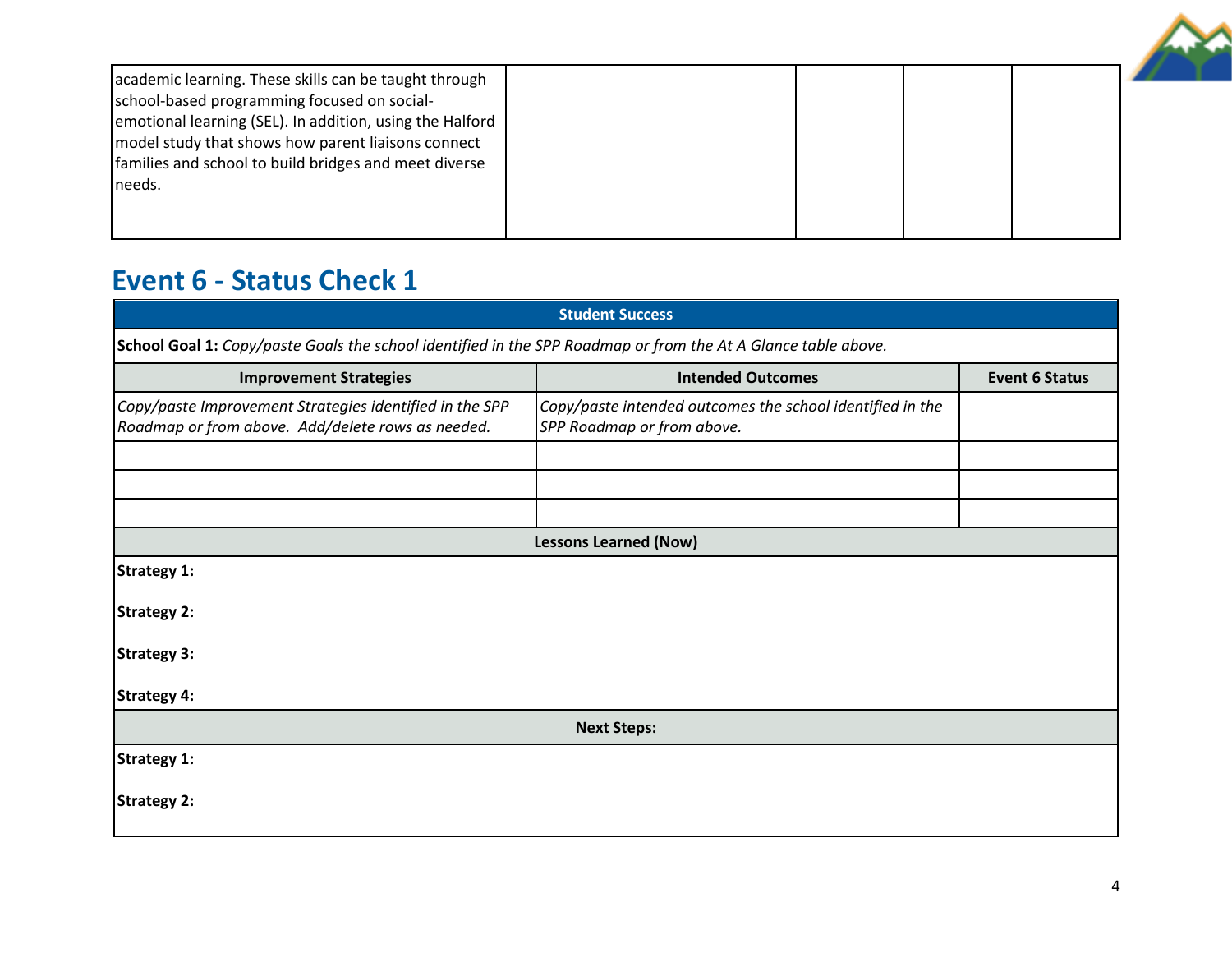| | | | | |
|---|---|---|---|---|
| academic learning. These skills can be taught through school-based programming focused on social-emotional learning (SEL). In addition, using the Halford model study that shows how parent liaisons connect families and school to build bridges and meet diverse needs. | | | | |

## Event 6 - Status Check 1

| Student Success | | |
|---|---|---|
| **School Goal 1:** *Copy/paste Goals the school identified in the SPP Roadmap or from the At A Glance table above.* | | |
| **Improvement Strategies** | **Intended Outcomes** | **Event 6 Status** |
| *Copy/paste Improvement Strategies identified in the SPP Roadmap or from above. Add/delete rows as needed.* | *Copy/paste intended outcomes the school identified in the SPP Roadmap or from above.* | |
| | | |
| | | |
| | | |
| **Lessons Learned (Now)** | | |
| **Strategy 1:**<br><br>**Strategy 2:**<br><br>**Strategy 3:**<br><br>**Strategy 4:** | | |
| **Next Steps:** | | |
| **Strategy 1:**<br><br>**Strategy 2:** | | |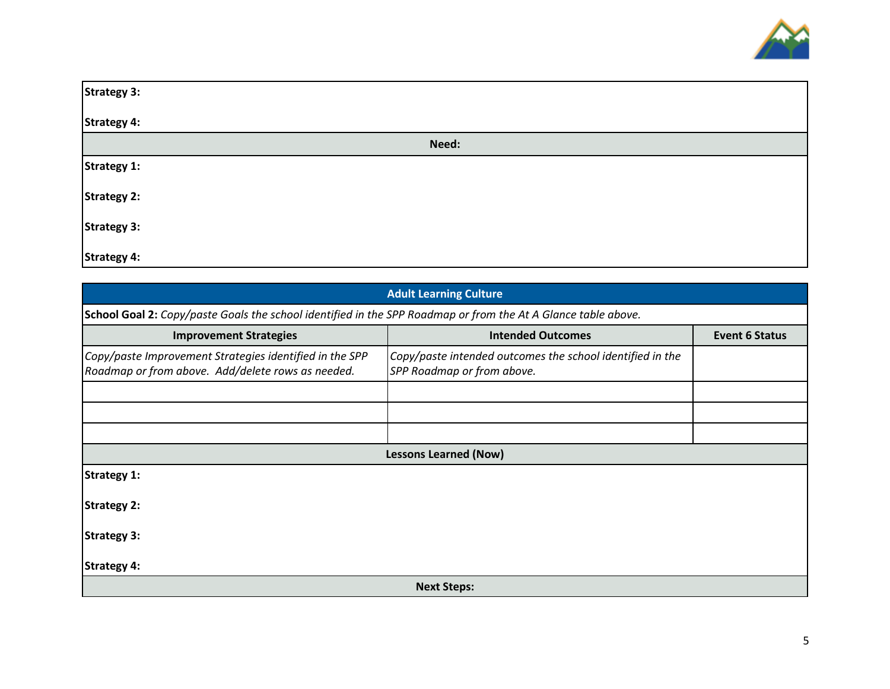**Strategy 3:**

**Strategy 4:**

**Need:**

**Strategy 1:**

**Strategy 2:**

**Strategy 3:**

**Strategy 4:**

| Adult Learning Culture | | |
|---|---|---|
| **School Goal 2:** *Copy/paste Goals the school identified in the SPP Roadmap or from the At A Glance table above.* | | |
| **Improvement Strategies** | **Intended Outcomes** | **Event 6 Status** |
| *Copy/paste Improvement Strategies identified in the SPP Roadmap or from above. Add/delete rows as needed.* | *Copy/paste intended outcomes the school identified in the SPP Roadmap or from above.* | |
| | | |
| | | |
| | | |
| **Lessons Learned (Now)** | | |
| **Strategy 1:**<br><br>**Strategy 2:**<br><br>**Strategy 3:**<br><br>**Strategy 4:** | | |
| **Next Steps:** | | |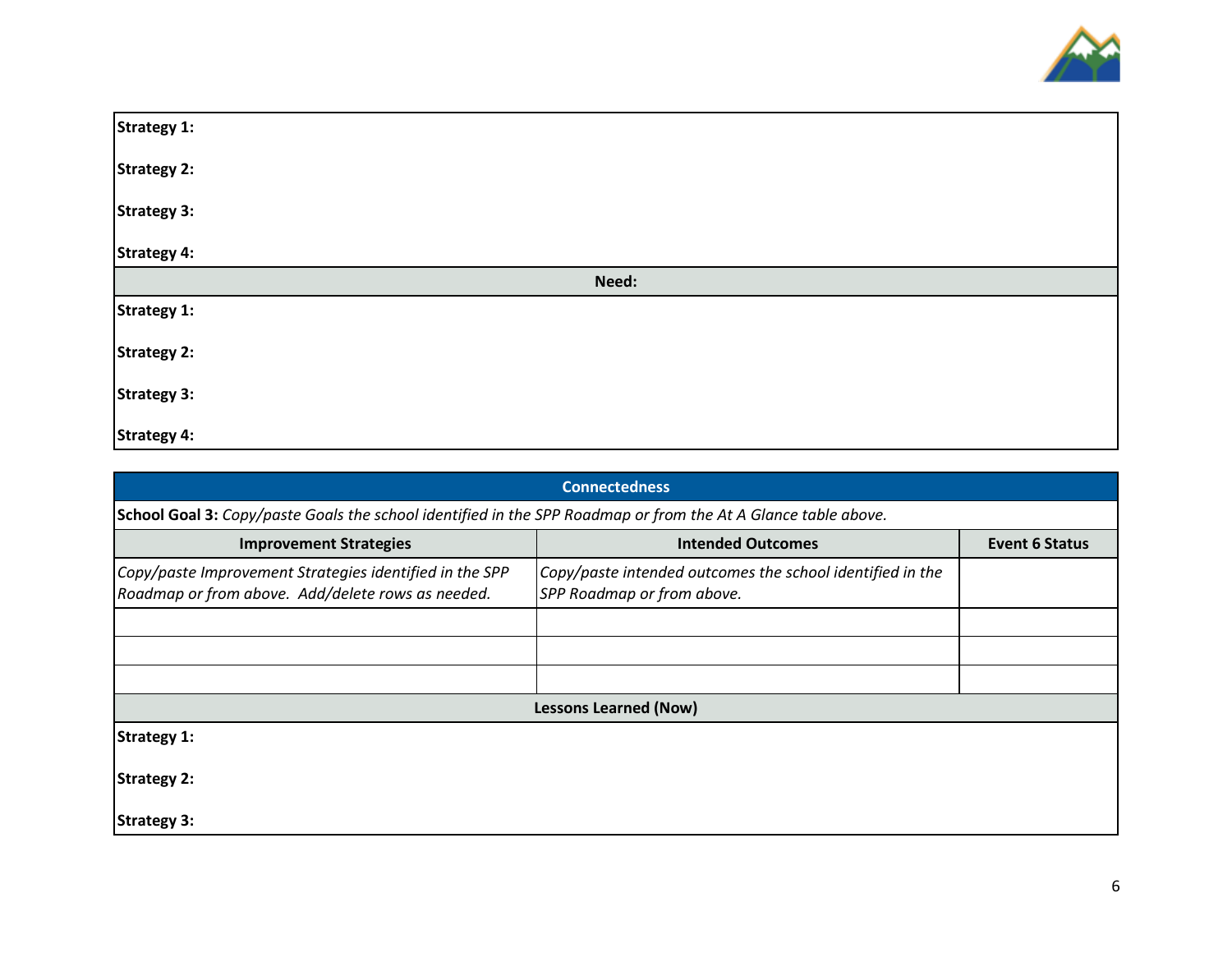**Strategy 1:**

**Strategy 2:**

**Strategy 3:**

**Strategy 4:**

**Need:**

**Strategy 1:**

**Strategy 2:**

**Strategy 3:**

**Strategy 4:**

| **Connectedness** | | |
|---|---|---|
| **School Goal 3:** *Copy/paste Goals the school identified in the SPP Roadmap or from the At A Glance table above.* | | |
| **Improvement Strategies** | **Intended Outcomes** | **Event 6 Status** |
| *Copy/paste Improvement Strategies identified in the SPP Roadmap or from above. Add/delete rows as needed.* | *Copy/paste intended outcomes the school identified in the SPP Roadmap or from above.* | |
| | | |
| | | |
| | | |

**Lessons Learned (Now)**

**Strategy 1:**

**Strategy 2:**

**Strategy 3:**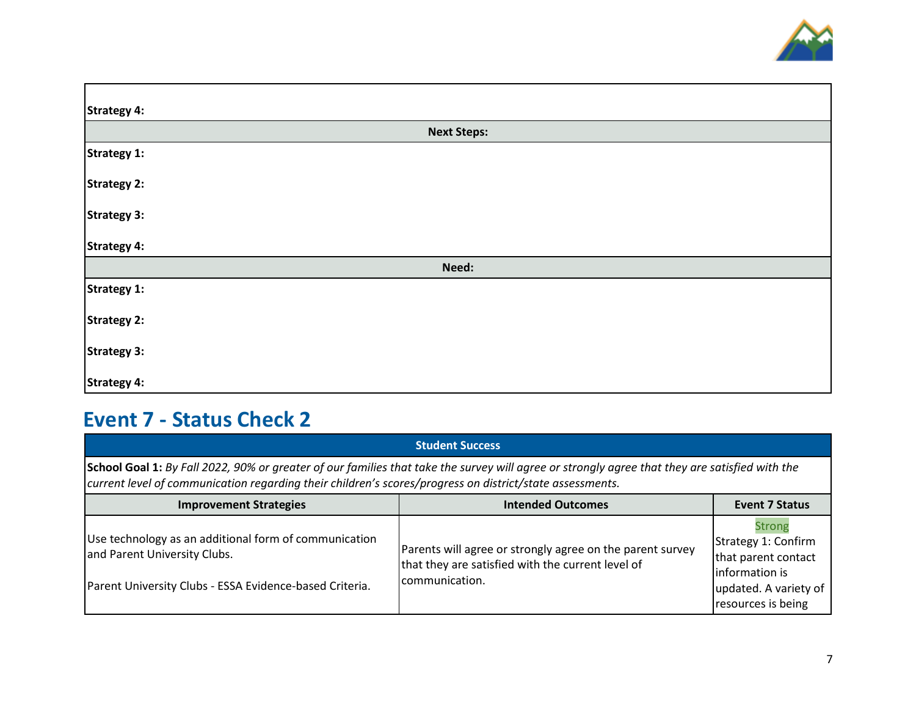| |
|---|
| **Strategy 4:** |
| **Next Steps:** |
| **Strategy 1:** |
| **Strategy 2:** |
| **Strategy 3:** |
| **Strategy 4:** |
| **Need:** |
| **Strategy 1:** |
| **Strategy 2:** |
| **Strategy 3:** |
| **Strategy 4:** |

## Event 7 - Status Check 2

| Student Success | | |
|---|---|---|
| **School Goal 1:** *By Fall 2022, 90% or greater of our families that take the survey will agree or strongly agree that they are satisfied with the current level of communication regarding their children's scores/progress on district/state assessments.* | | |
| **Improvement Strategies** | **Intended Outcomes** | **Event 7 Status** |
| Use technology as an additional form of communication and Parent University Clubs.<br><br>Parent University Clubs - ESSA Evidence-based Criteria. | Parents will agree or strongly agree on the parent survey that they are satisfied with the current level of communication. | Strong<br>Strategy 1: Confirm that parent contact information is updated. A variety of resources is being |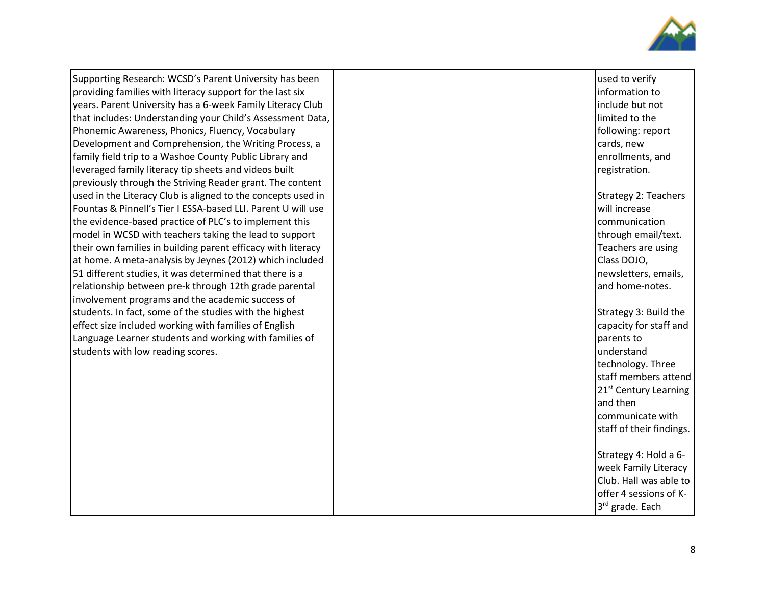| | | |
|---|---|---|
| Supporting Research: WCSD's Parent University has been providing families with literacy support for the last six years. Parent University has a 6-week Family Literacy Club that includes: Understanding your Child's Assessment Data, Phonemic Awareness, Phonics, Fluency, Vocabulary Development and Comprehension, the Writing Process, a family field trip to a Washoe County Public Library and leveraged family literacy tip sheets and videos built previously through the Striving Reader grant. The content used in the Literacy Club is aligned to the concepts used in Fountas & Pinnell's Tier I ESSA-based LLI. Parent U will use the evidence-based practice of PLC's to implement this model in WCSD with teachers taking the lead to support their own families in building parent efficacy with literacy at home. A meta-analysis by Jeynes (2012) which included 51 different studies, it was determined that there is a relationship between pre-k through 12th grade parental involvement programs and the academic success of students. In fact, some of the studies with the highest effect size included working with families of English Language Learner students and working with families of students with low reading scores. | | used to verify information to include but not limited to the following: report cards, new enrollments, and registration.<br><br>Strategy 2: Teachers will increase communication through email/text. Teachers are using Class DOJO, newsletters, emails, and home-notes.<br><br>Strategy 3: Build the capacity for staff and parents to understand technology. Three staff members attend 21st Century Learning and then communicate with staff of their findings.<br><br>Strategy 4: Hold a 6-week Family Literacy Club. Hall was able to offer 4 sessions of K-3rd grade. Each |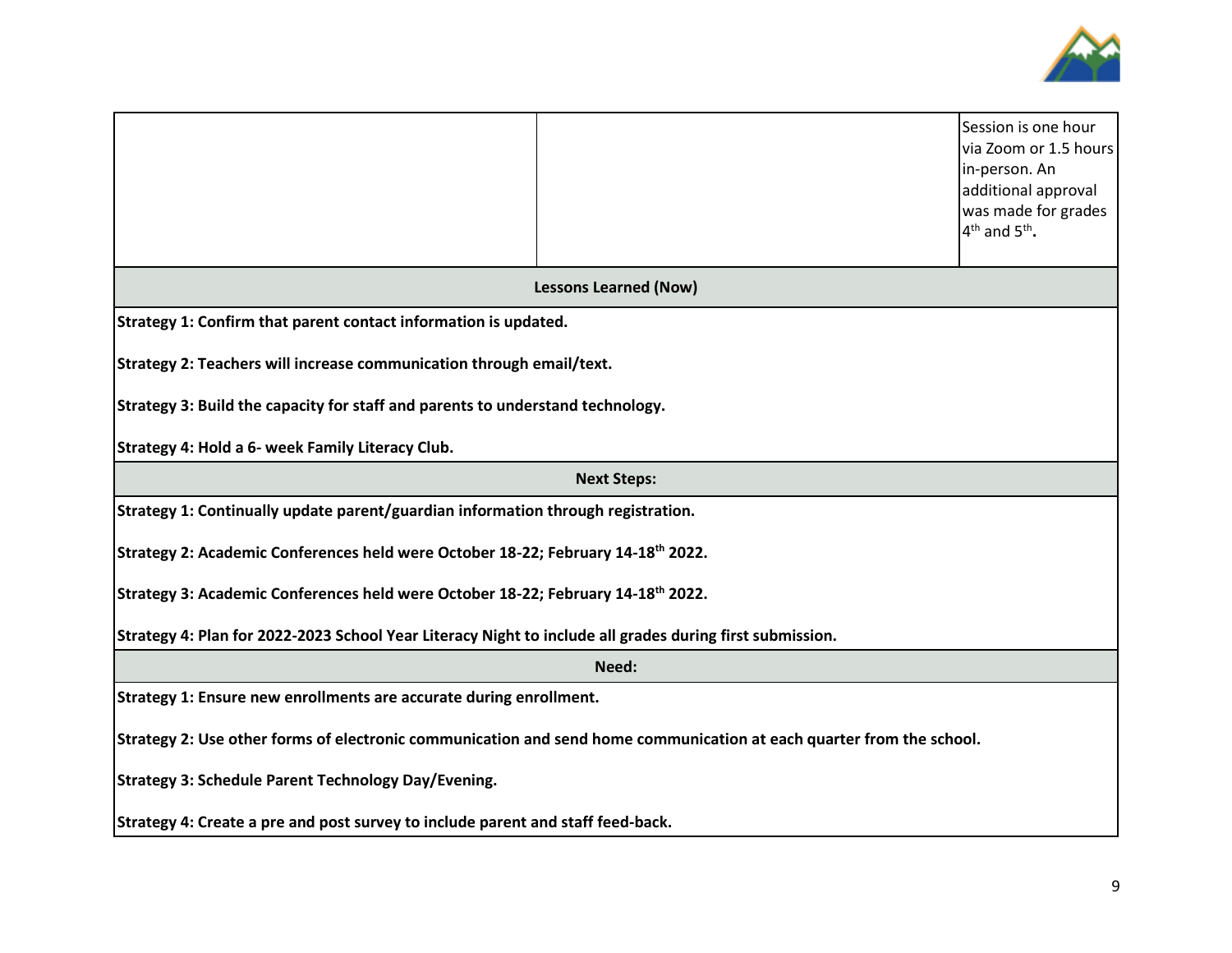| | | |
|---|---|---|
| | | Session is one hour via Zoom or 1.5 hours in-person. An additional approval was made for grades 4th and 5th. |

| Lessons Learned (Now) |
|---|
| **Strategy 1: Confirm that parent contact information is updated.** |
| **Strategy 2: Teachers will increase communication through email/text.** |
| **Strategy 3: Build the capacity for staff and parents to understand technology.** |
| **Strategy 4: Hold a 6- week Family Literacy Club.** |
| **Next Steps:** |
| **Strategy 1: Continually update parent/guardian information through registration.** |
| **Strategy 2: Academic Conferences held were October 18-22; February 14-18th 2022.** |
| **Strategy 3: Academic Conferences held were October 18-22; February 14-18th 2022.** |
| **Strategy 4: Plan for 2022-2023 School Year Literacy Night to include all grades during first submission.** |
| **Need:** |
| **Strategy 1: Ensure new enrollments are accurate during enrollment.** |
| **Strategy 2: Use other forms of electronic communication and send home communication at each quarter from the school.** |
| **Strategy 3: Schedule Parent Technology Day/Evening.** |
| **Strategy 4: Create a pre and post survey to include parent and staff feed-back.** |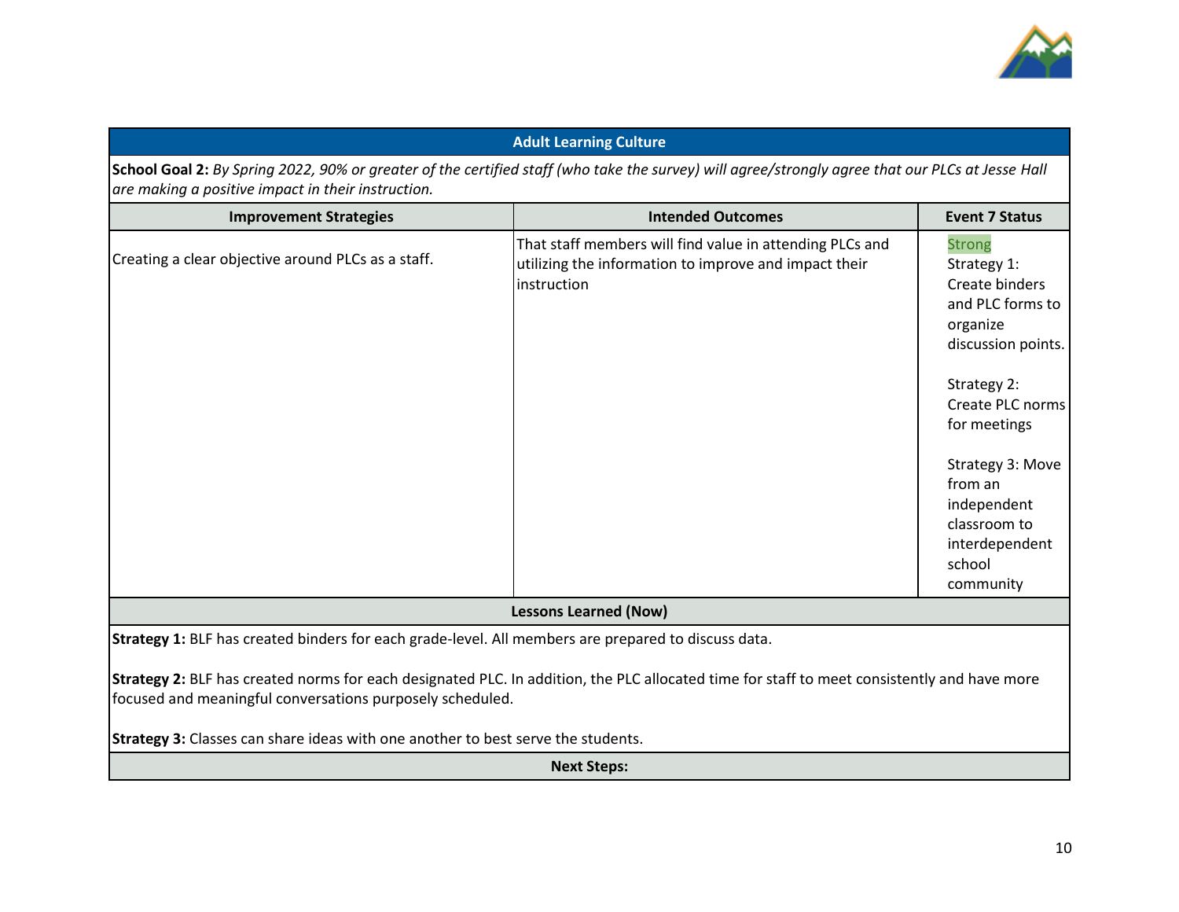| Adult Learning Culture | | |
|---|---|---|
| **School Goal 2:** *By Spring 2022, 90% or greater of the certified staff (who take the survey) will agree/strongly agree that our PLCs at Jesse Hall are making a positive impact in their instruction.* | | |
| **Improvement Strategies** | **Intended Outcomes** | **Event 7 Status** |
| Creating a clear objective around PLCs as a staff. | That staff members will find value in attending PLCs and utilizing the information to improve and impact their instruction | Strong<br>Strategy 1: Create binders and PLC forms to organize discussion points.<br><br>Strategy 2: Create PLC norms for meetings<br><br>Strategy 3: Move from an independent classroom to interdependent school community |
| **Lessons Learned (Now)** | | |
| **Strategy 1:** BLF has created binders for each grade-level. All members are prepared to discuss data.<br><br>**Strategy 2:** BLF has created norms for each designated PLC. In addition, the PLC allocated time for staff to meet consistently and have more focused and meaningful conversations purposely scheduled.<br><br>**Strategy 3:** Classes can share ideas with one another to best serve the students. | | |
| **Next Steps:** | | |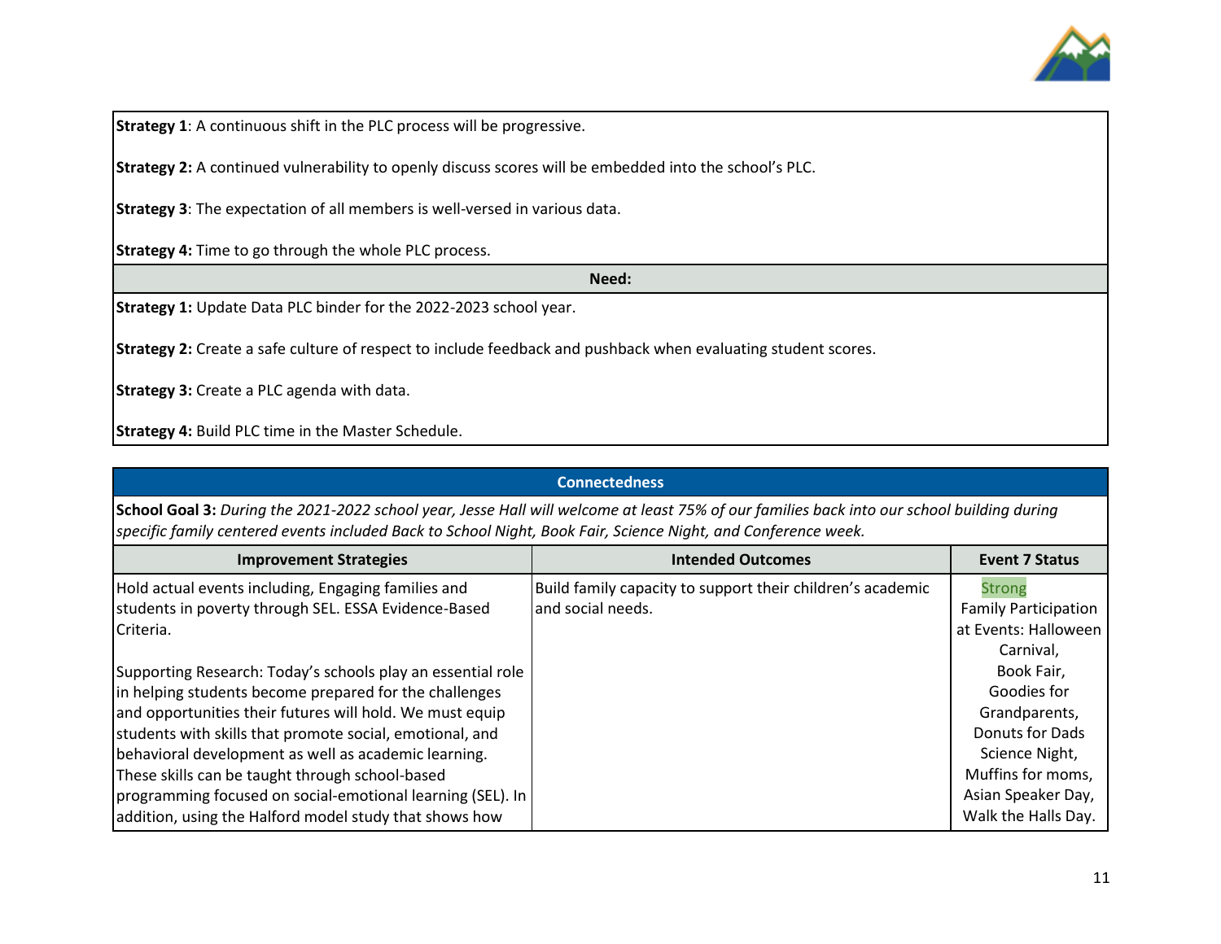**Strategy 1**: A continuous shift in the PLC process will be progressive.

**Strategy 2:** A continued vulnerability to openly discuss scores will be embedded into the school's PLC.

**Strategy 3**: The expectation of all members is well-versed in various data.

**Strategy 4:** Time to go through the whole PLC process.

**Need:**

**Strategy 1:** Update Data PLC binder for the 2022-2023 school year.

**Strategy 2:** Create a safe culture of respect to include feedback and pushback when evaluating student scores.

**Strategy 3:** Create a PLC agenda with data.

**Strategy 4:** Build PLC time in the Master Schedule.

## Connectedness

**School Goal 3:** *During the 2021-2022 school year, Jesse Hall will welcome at least 75% of our families back into our school building during specific family centered events included Back to School Night, Book Fair, Science Night, and Conference week.*

| Improvement Strategies | Intended Outcomes | Event 7 Status |
|---|---|---|
| Hold actual events including, Engaging families and students in poverty through SEL. ESSA Evidence-Based Criteria.<br><br>Supporting Research: Today's schools play an essential role in helping students become prepared for the challenges and opportunities their futures will hold. We must equip students with skills that promote social, emotional, and behavioral development as well as academic learning. These skills can be taught through school-based programming focused on social-emotional learning (SEL). In addition, using the Halford model study that shows how | Build family capacity to support their children's academic and social needs. | Strong<br>Family Participation at Events: Halloween Carnival,<br>Book Fair,<br>Goodies for Grandparents,<br>Donuts for Dads<br>Science Night,<br>Muffins for moms,<br>Asian Speaker Day,<br>Walk the Halls Day. |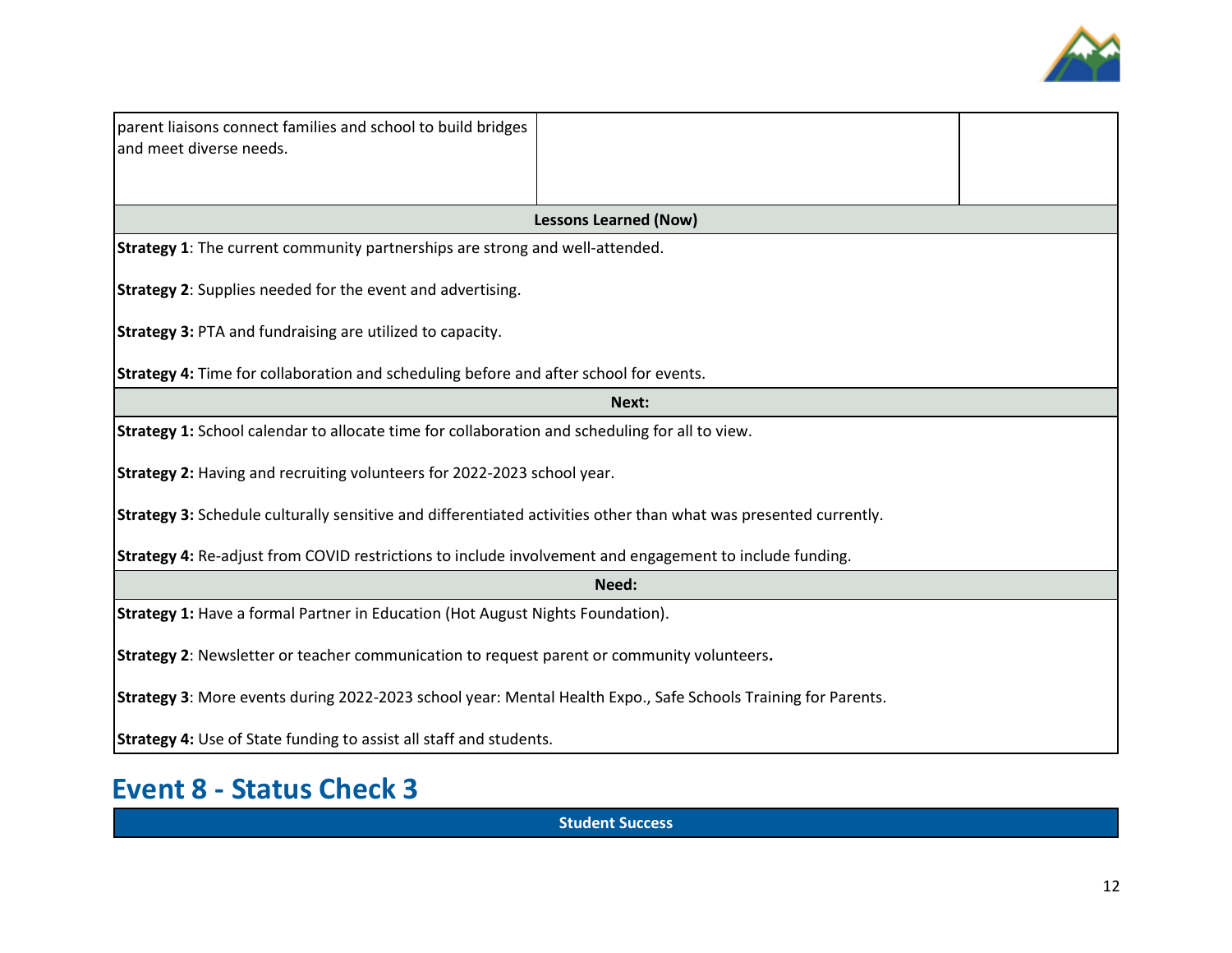| | | |
|---|---|---|
| parent liaisons connect families and school to build bridges and meet diverse needs. | | |

| Lessons Learned (Now) |
|---|
| **Strategy 1**: The current community partnerships are strong and well-attended.<br><br>**Strategy 2**: Supplies needed for the event and advertising.<br><br>**Strategy 3:** PTA and fundraising are utilized to capacity.<br><br>**Strategy 4:** Time for collaboration and scheduling before and after school for events. |

| Next: |
|---|
| **Strategy 1:** School calendar to allocate time for collaboration and scheduling for all to view.<br><br>**Strategy 2:** Having and recruiting volunteers for 2022-2023 school year.<br><br>**Strategy 3:** Schedule culturally sensitive and differentiated activities other than what was presented currently.<br><br>**Strategy 4:** Re-adjust from COVID restrictions to include involvement and engagement to include funding. |

| Need: |
|---|
| **Strategy 1:** Have a formal Partner in Education (Hot August Nights Foundation).<br><br>**Strategy 2**: Newsletter or teacher communication to request parent or community volunteers**.**<br><br>**Strategy 3**: More events during 2022-2023 school year: Mental Health Expo., Safe Schools Training for Parents.<br><br>**Strategy 4:** Use of State funding to assist all staff and students. |

## Event 8 - Status Check 3

| Student Success |
|---|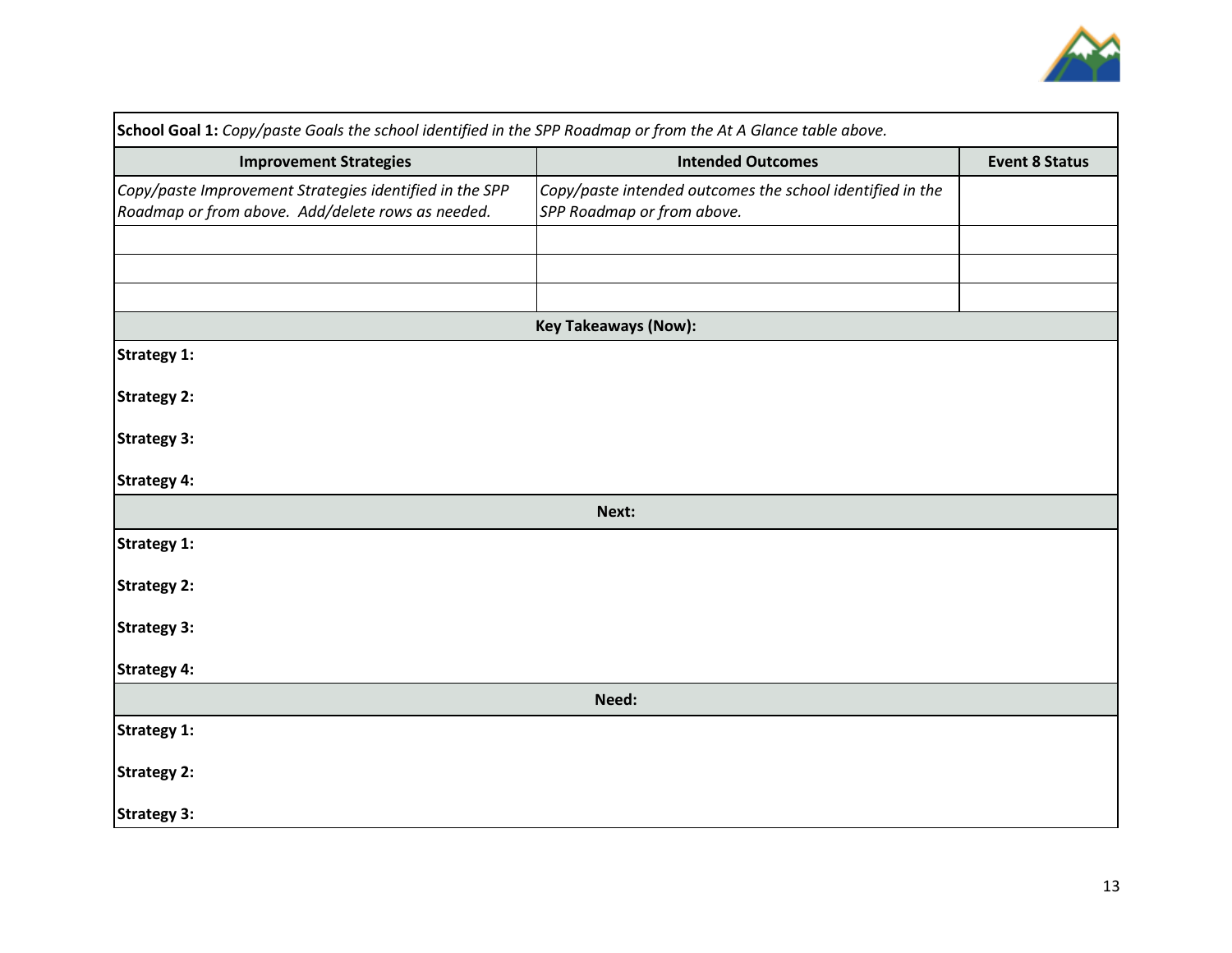| **School Goal 1:** *Copy/paste Goals the school identified in the SPP Roadmap or from the At A Glance table above.* | | |
|---|---|---|
| **Improvement Strategies** | **Intended Outcomes** | **Event 8 Status** |
| *Copy/paste Improvement Strategies identified in the SPP Roadmap or from above. Add/delete rows as needed.* | *Copy/paste intended outcomes the school identified in the SPP Roadmap or from above.* | |
| | | |
| | | |
| | | |
| **Key Takeaways (Now):** | | |
| **Strategy 1:** | | |
| **Strategy 2:** | | |
| **Strategy 3:** | | |
| **Strategy 4:** | | |
| **Next:** | | |
| **Strategy 1:** | | |
| **Strategy 2:** | | |
| **Strategy 3:** | | |
| **Strategy 4:** | | |
| **Need:** | | |
| **Strategy 1:** | | |
| **Strategy 2:** | | |
| **Strategy 3:** | | |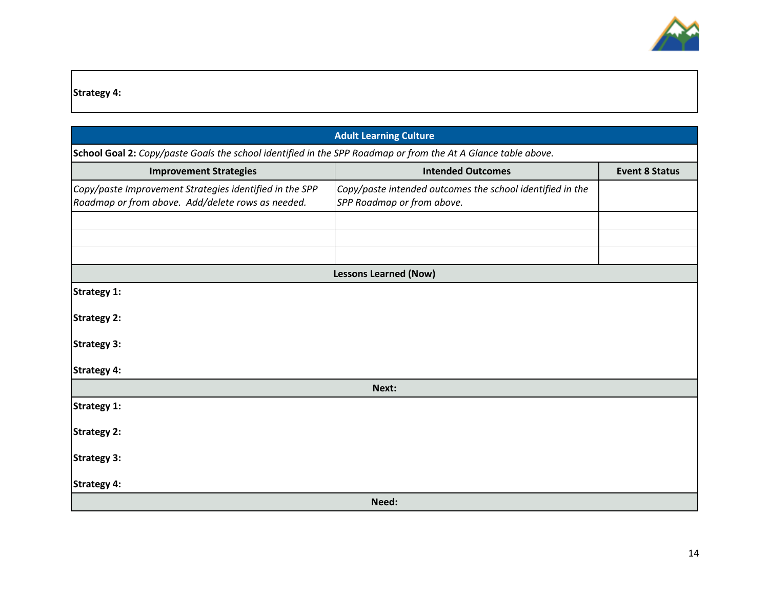**Strategy 4:**

| Adult Learning Culture | | |
|---|---|---|
| **School Goal 2:** *Copy/paste Goals the school identified in the SPP Roadmap or from the At A Glance table above.* | | |
| **Improvement Strategies** | **Intended Outcomes** | **Event 8 Status** |
| *Copy/paste Improvement Strategies identified in the SPP Roadmap or from above. Add/delete rows as needed.* | *Copy/paste intended outcomes the school identified in the SPP Roadmap or from above.* | |
| | | |
| | | |
| | | |
| **Lessons Learned (Now)** | | |
| **Strategy 1:**<br><br>**Strategy 2:**<br><br>**Strategy 3:**<br><br>**Strategy 4:** | | |
| **Next:** | | |
| **Strategy 1:**<br><br>**Strategy 2:**<br><br>**Strategy 3:**<br><br>**Strategy 4:** | | |
| **Need:** | | |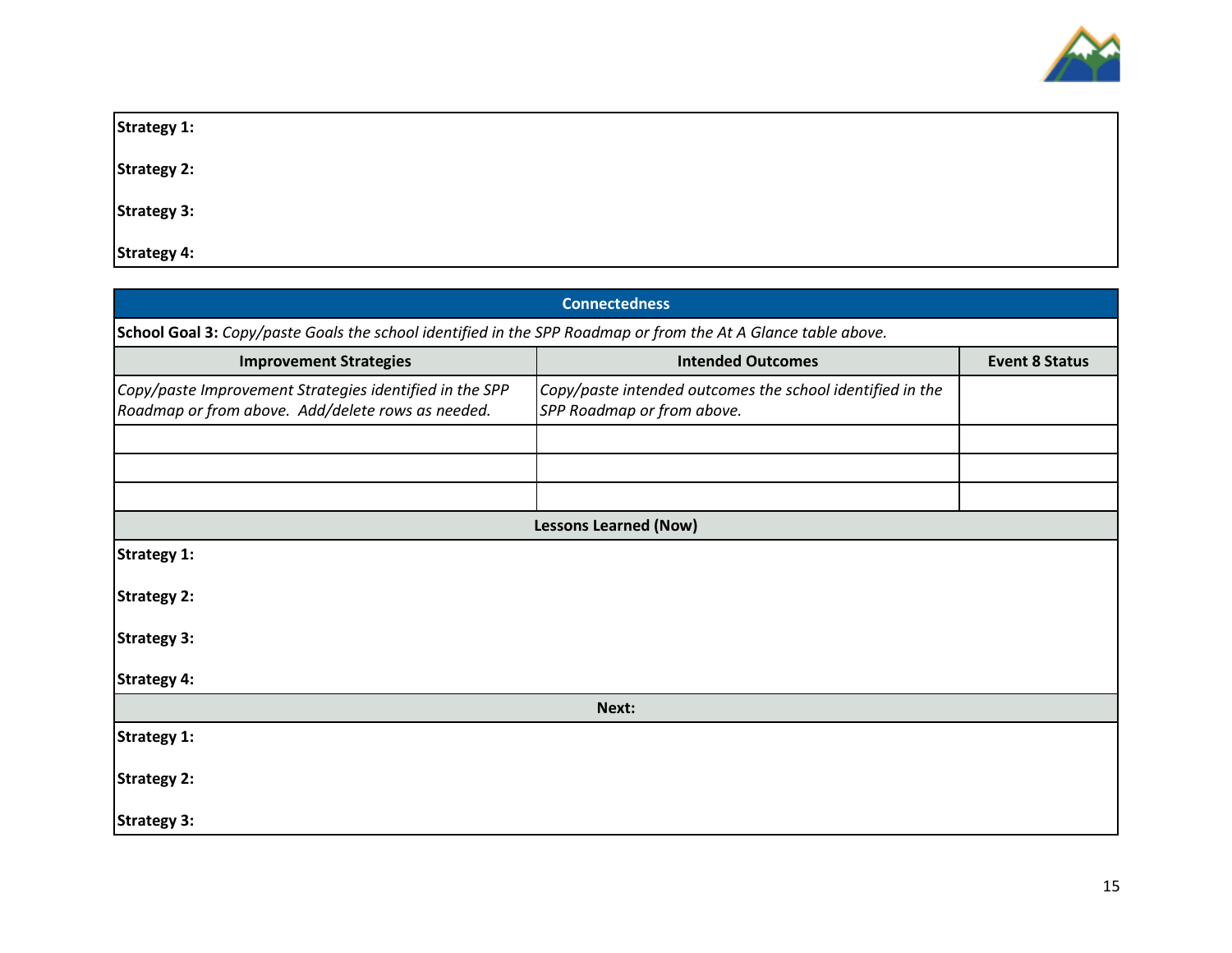**Strategy 1:**

**Strategy 2:**

**Strategy 3:**

**Strategy 4:**

| **Connectedness** | | |
|---|---|---|
| **School Goal 3:** *Copy/paste Goals the school identified in the SPP Roadmap or from the At A Glance table above.* | | |
| **Improvement Strategies** | **Intended Outcomes** | **Event 8 Status** |
| *Copy/paste Improvement Strategies identified in the SPP Roadmap or from above. Add/delete rows as needed.* | *Copy/paste intended outcomes the school identified in the SPP Roadmap or from above.* | |
| | | |
| | | |
| | | |

**Lessons Learned (Now)**

**Strategy 1:**

**Strategy 2:**

**Strategy 3:**

**Strategy 4:**

**Next:**

**Strategy 1:**

**Strategy 2:**

**Strategy 3:**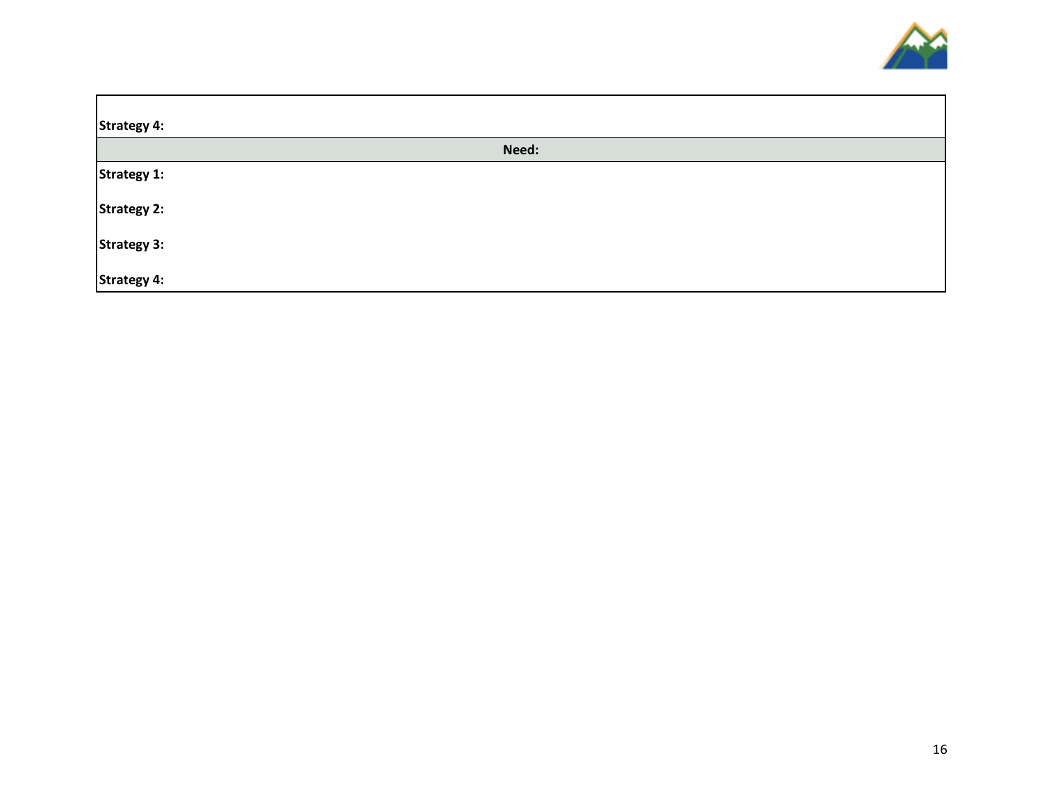| |
|---|
| **Strategy 4:** |
| **Need:** |
| **Strategy 1:** |
| **Strategy 2:** |
| **Strategy 3:** |
| **Strategy 4:** |